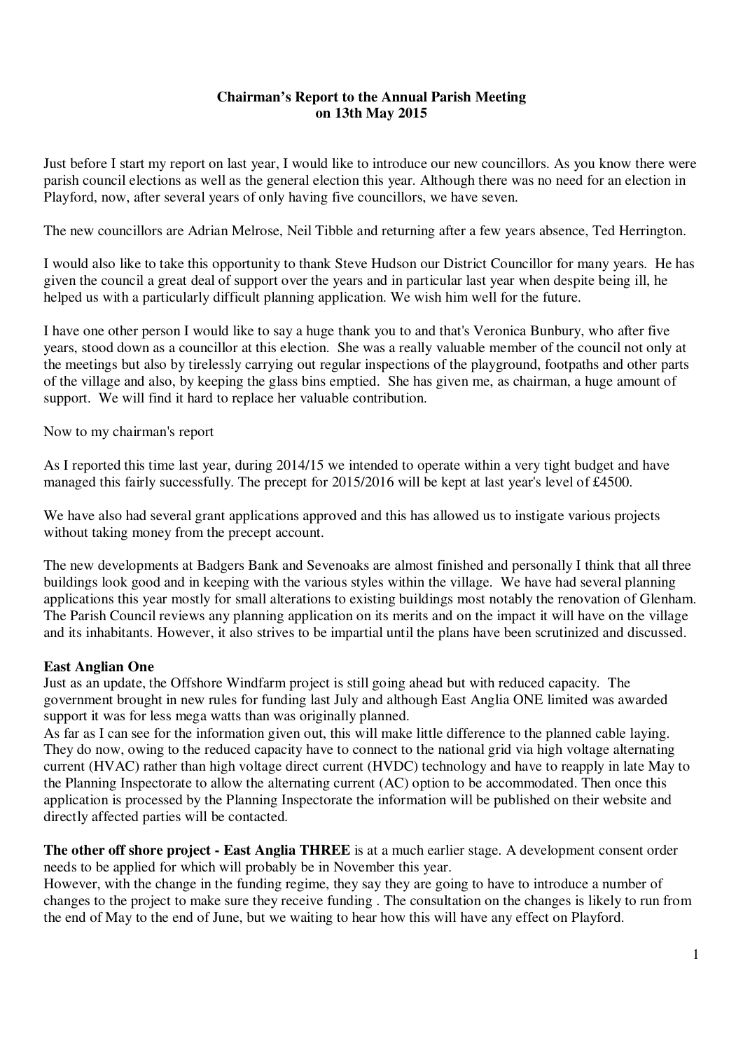**Chairman's Report to the Annual Parish Meeting on 13th May 2015**

Just before I start my report on last year, I would like to introduce our new councillors. As you know there were parish council elections as well as the general election this year. Although there was no need for an election in Playford, now, after several years of only having five councillors, we have seven.

The new councillors are Adrian Melrose, Neil Tibble and returning after a few years absence, Ted Herrington.

I would also like to take this opportunity to thank Steve Hudson our District Councillor for many years. He has given the council a great deal of support over the years and in particular last year when despite being ill, he helped us with a particularly difficult planning application. We wish him well for the future.

I have one other person I would like to say a huge thank you to and that's Veronica Bunbury, who after five years, stood down as a councillor at this election. She was a really valuable member of the council not only at the meetings but also by tirelessly carrying out regular inspections of the playground, footpaths and other parts of the village and also, by keeping the glass bins emptied. She has given me, as chairman, a huge amount of support. We will find it hard to replace her valuable contribution.

Now to my chairman's report

As I reported this time last year, during 2014/15 we intended to operate within a very tight budget and have managed this fairly successfully. The precept for 2015/2016 will be kept at last year's level of £4500.

We have also had several grant applications approved and this has allowed us to instigate various projects without taking money from the precept account.

The new developments at Badgers Bank and Sevenoaks are almost finished and personally I think that all three buildings look good and in keeping with the various styles within the village. We have had several planning applications this year mostly for small alterations to existing buildings most notably the renovation of Glenham. The Parish Council reviews any planning application on its merits and on the impact it will have on the village and its inhabitants. However, it also strives to be impartial until the plans have been scrutinized and discussed.

**East Anglian One**

Just as an update, the Offshore Windfarm project is still going ahead but with reduced capacity. The government brought in new rules for funding last July and although East Anglia ONE limited was awarded support it was for less mega watts than was originally planned.

As far as I can see for the information given out, this will make little difference to the planned cable laying. They do now, owing to the reduced capacity have to connect to the national grid via high voltage alternating current (HVAC) rather than high voltage direct current (HVDC) technology and have to reapply in late May to the Planning Inspectorate to allow the alternating current (AC) option to be accommodated. Then once this application is processed by the Planning Inspectorate the information will be published on their website and directly affected parties will be contacted.

**The other off shore project - East Anglia THREE** is at a much earlier stage. A development consent order needs to be applied for which will probably be in November this year.

However, with the change in the funding regime, they say they are going to have to introduce a number of changes to the project to make sure they receive funding . The consultation on the changes is likely to run from the end of May to the end of June, but we waiting to hear how this will have any effect on Playford.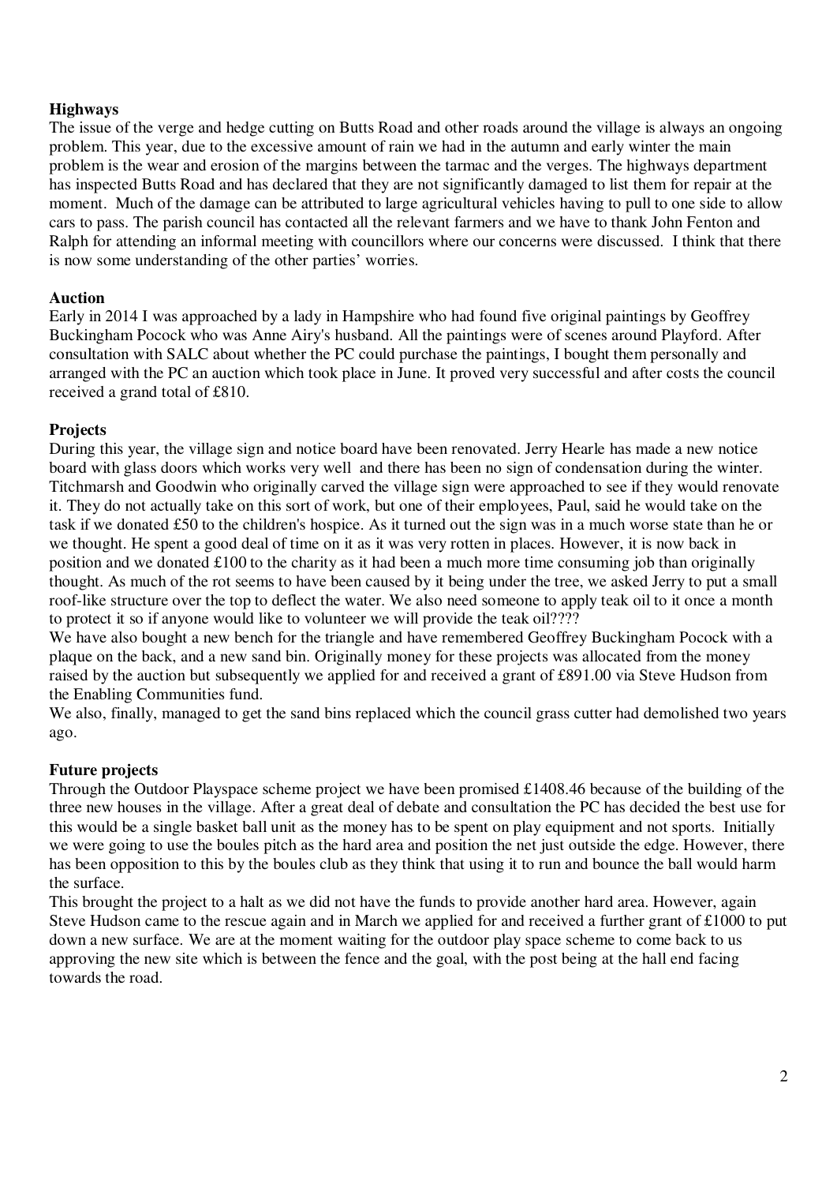**Highways**

The issue of the verge and hedge cutting on Butts Road and other roads around the village is always an ongoing problem. This year, due to the excessive amount of rain we had in the autumn and early winter the main problem is the wear and erosion of the margins between the tarmac and the verges. The highways department has inspected Butts Road and has declared that they are not significantly damaged to list them for repair at the moment. Much of the damage can be attributed to large agricultural vehicles having to pull to one side to allow cars to pass. The parish council has contacted all the relevant farmers and we have to thank John Fenton and Ralph for attending an informal meeting with councillors where our concerns were discussed. I think that there is now some understanding of the other parties' worries.

**Auction**

Early in 2014 I was approached by a lady in Hampshire who had found five original paintings by Geoffrey Buckingham Pocock who was Anne Airy's husband. All the paintings were of scenes around Playford. After consultation with SALC about whether the PC could purchase the paintings, I bought them personally and arranged with the PC an auction which took place in June. It proved very successful and after costs the council received a grand total of £810.

**Projects**

During this year, the village sign and notice board have been renovated. Jerry Hearle has made a new notice board with glass doors which works very well and there has been no sign of condensation during the winter. Titchmarsh and Goodwin who originally carved the village sign were approached to see if they would renovate it. They do not actually take on this sort of work, but one of their employees, Paul, said he would take on the task if we donated £50 to the children's hospice. As it turned out the sign was in a much worse state than he or we thought. He spent a good deal of time on it as it was very rotten in places. However, it is now back in position and we donated £100 to the charity as it had been a much more time consuming job than originally thought. As much of the rot seems to have been caused by it being under the tree, we asked Jerry to put a small roof-like structure over the top to deflect the water. We also need someone to apply teak oil to it once a month to protect it so if anyone would like to volunteer we will provide the teak oil????

We have also bought a new bench for the triangle and have remembered Geoffrey Buckingham Pocock with a plaque on the back, and a new sand bin. Originally money for these projects was allocated from the money raised by the auction but subsequently we applied for and received a grant of £891.00 via Steve Hudson from the Enabling Communities fund.

We also, finally, managed to get the sand bins replaced which the council grass cutter had demolished two years ago.

**Future projects**

Through the Outdoor Playspace scheme project we have been promised £1408.46 because of the building of the three new houses in the village. After a great deal of debate and consultation the PC has decided the best use for this would be a single basket ball unit as the money has to be spent on play equipment and not sports. Initially we were going to use the boules pitch as the hard area and position the net just outside the edge. However, there has been opposition to this by the boules club as they think that using it to run and bounce the ball would harm the surface.

This brought the project to a halt as we did not have the funds to provide another hard area. However, again Steve Hudson came to the rescue again and in March we applied for and received a further grant of £1000 to put down a new surface. We are at the moment waiting for the outdoor play space scheme to come back to us approving the new site which is between the fence and the goal, with the post being at the hall end facing towards the road.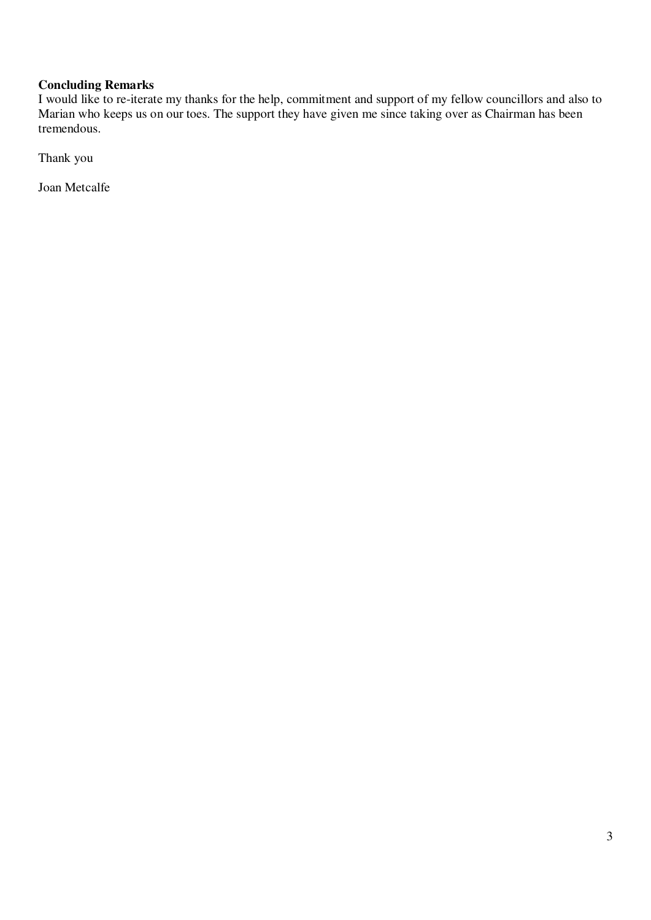**Concluding Remarks**

I would like to re-iterate my thanks for the help, commitment and support of my fellow councillors and also to Marian who keeps us on our toes. The support they have given me since taking over as Chairman has been tremendous.

Thank you

Joan Metcalfe